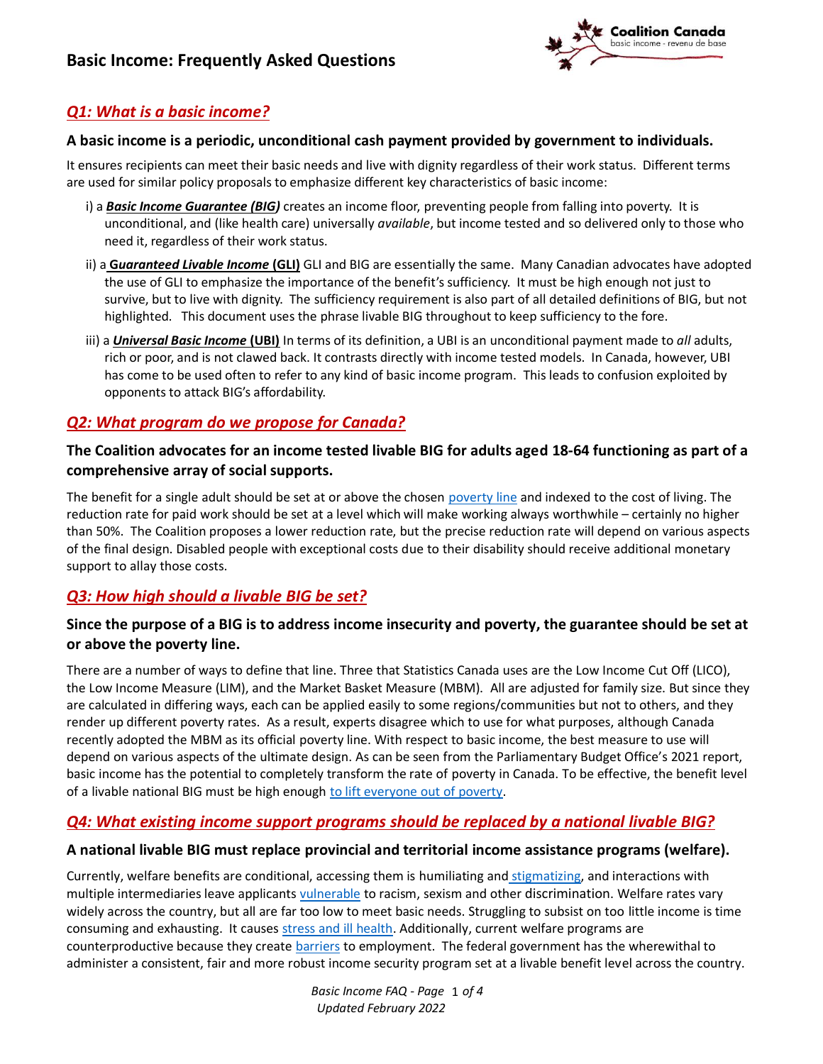# Basic Income: Frequently Asked Questions

## *Q1: What is a basic income?*

**A basic income is a periodic, unconditional cash payment provided by government to individuals.**

It ensures recipients can meet their basic needs and live with dignity regardless of their work status. Different terms are used for similar policy proposals to emphasize different key characteristics of basic income:

i) a ***Basic Income Guarantee (BIG)*** creates an income floor, preventing people from falling into poverty. It is unconditional, and (like health care) universally *available*, but income tested and so delivered only to those who need it, regardless of their work status.

ii) a ***Guaranteed Livable Income* (GLI)** GLI and BIG are essentially the same. Many Canadian advocates have adopted the use of GLI to emphasize the importance of the benefit's sufficiency. It must be high enough not just to survive, but to live with dignity. The sufficiency requirement is also part of all detailed definitions of BIG, but not highlighted. This document uses the phrase livable BIG throughout to keep sufficiency to the fore.

iii) a ***Universal Basic Income* (UBI)** In terms of its definition, a UBI is an unconditional payment made to *all* adults, rich or poor, and is not clawed back. It contrasts directly with income tested models. In Canada, however, UBI has come to be used often to refer to any kind of basic income program. This leads to confusion exploited by opponents to attack BIG's affordability.

## *Q2: What program do we propose for Canada?*

**The Coalition advocates for an income tested livable BIG for adults aged 18-64 functioning as part of a comprehensive array of social supports.**

The benefit for a single adult should be set at or above the chosen poverty line and indexed to the cost of living. The reduction rate for paid work should be set at a level which will make working always worthwhile – certainly no higher than 50%. The Coalition proposes a lower reduction rate, but the precise reduction rate will depend on various aspects of the final design. Disabled people with exceptional costs due to their disability should receive additional monetary support to allay those costs.

## *Q3: How high should a livable BIG be set?*

**Since the purpose of a BIG is to address income insecurity and poverty, the guarantee should be set at or above the poverty line.**

There are a number of ways to define that line. Three that Statistics Canada uses are the Low Income Cut Off (LICO), the Low Income Measure (LIM), and the Market Basket Measure (MBM). All are adjusted for family size. But since they are calculated in differing ways, each can be applied easily to some regions/communities but not to others, and they render up different poverty rates. As a result, experts disagree which to use for what purposes, although Canada recently adopted the MBM as its official poverty line. With respect to basic income, the best measure to use will depend on various aspects of the ultimate design. As can be seen from the Parliamentary Budget Office's 2021 report, basic income has the potential to completely transform the rate of poverty in Canada. To be effective, the benefit level of a livable national BIG must be high enough to lift everyone out of poverty.

## *Q4: What existing income support programs should be replaced by a national livable BIG?*

**A national livable BIG must replace provincial and territorial income assistance programs (welfare).**

Currently, welfare benefits are conditional, accessing them is humiliating and stigmatizing, and interactions with multiple intermediaries leave applicants vulnerable to racism, sexism and other discrimination. Welfare rates vary widely across the country, but all are far too low to meet basic needs. Struggling to subsist on too little income is time consuming and exhausting. It causes stress and ill health. Additionally, current welfare programs are counterproductive because they create barriers to employment. The federal government has the wherewithal to administer a consistent, fair and more robust income security program set at a livable benefit level across the country.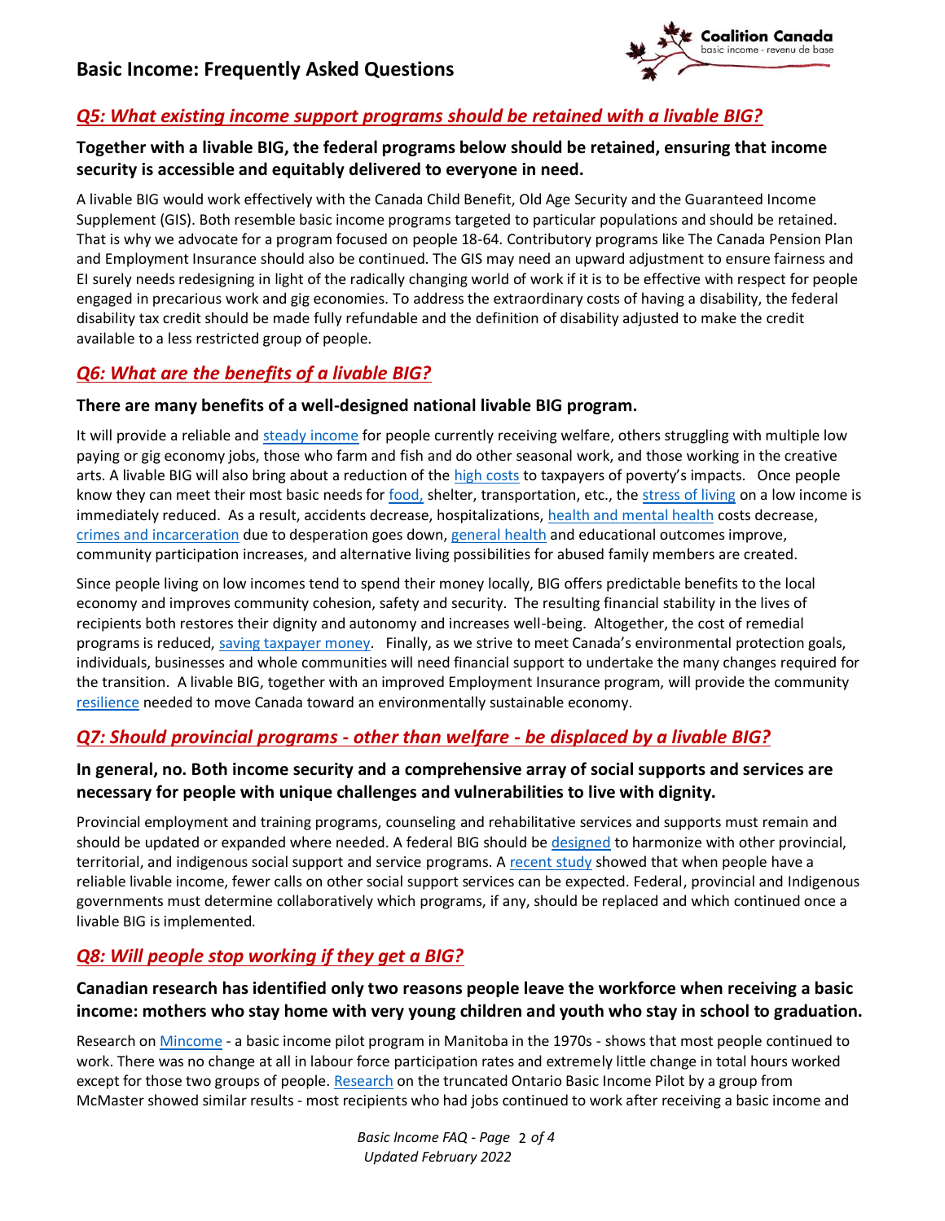## *Q5: What existing income support programs should be retained with a livable BIG?*

**Together with a livable BIG, the federal programs below should be retained, ensuring that income security is accessible and equitably delivered to everyone in need.**

A livable BIG would work effectively with the Canada Child Benefit, Old Age Security and the Guaranteed Income Supplement (GIS). Both resemble basic income programs targeted to particular populations and should be retained. That is why we advocate for a program focused on people 18-64. Contributory programs like The Canada Pension Plan and Employment Insurance should also be continued. The GIS may need an upward adjustment to ensure fairness and EI surely needs redesigning in light of the radically changing world of work if it is to be effective with respect for people engaged in precarious work and gig economies. To address the extraordinary costs of having a disability, the federal disability tax credit should be made fully refundable and the definition of disability adjusted to make the credit available to a less restricted group of people.

## *Q6: What are the benefits of a livable BIG?*

**There are many benefits of a well-designed national livable BIG program.**

It will provide a reliable and steady income for people currently receiving welfare, others struggling with multiple low paying or gig economy jobs, those who farm and fish and do other seasonal work, and those working in the creative arts. A livable BIG will also bring about a reduction of the high costs to taxpayers of poverty's impacts. Once people know they can meet their most basic needs for food, shelter, transportation, etc., the stress of living on a low income is immediately reduced. As a result, accidents decrease, hospitalizations, health and mental health costs decrease, crimes and incarceration due to desperation goes down, general health and educational outcomes improve, community participation increases, and alternative living possibilities for abused family members are created.

Since people living on low incomes tend to spend their money locally, BIG offers predictable benefits to the local economy and improves community cohesion, safety and security. The resulting financial stability in the lives of recipients both restores their dignity and autonomy and increases well-being. Altogether, the cost of remedial programs is reduced, saving taxpayer money. Finally, as we strive to meet Canada's environmental protection goals, individuals, businesses and whole communities will need financial support to undertake the many changes required for the transition. A livable BIG, together with an improved Employment Insurance program, will provide the community resilience needed to move Canada toward an environmentally sustainable economy.

## *Q7: Should provincial programs - other than welfare - be displaced by a livable BIG?*

**In general, no. Both income security and a comprehensive array of social supports and services are necessary for people with unique challenges and vulnerabilities to live with dignity.**

Provincial employment and training programs, counseling and rehabilitative services and supports must remain and should be updated or expanded where needed. A federal BIG should be designed to harmonize with other provincial, territorial, and indigenous social support and service programs. A recent study showed that when people have a reliable livable income, fewer calls on other social support services can be expected. Federal, provincial and Indigenous governments must determine collaboratively which programs, if any, should be replaced and which continued once a livable BIG is implemented.

## *Q8: Will people stop working if they get a BIG?*

**Canadian research has identified only two reasons people leave the workforce when receiving a basic income: mothers who stay home with very young children and youth who stay in school to graduation.**

Research on Mincome - a basic income pilot program in Manitoba in the 1970s - shows that most people continued to work. There was no change at all in labour force participation rates and extremely little change in total hours worked except for those two groups of people. Research on the truncated Ontario Basic Income Pilot by a group from McMaster showed similar results - most recipients who had jobs continued to work after receiving a basic income and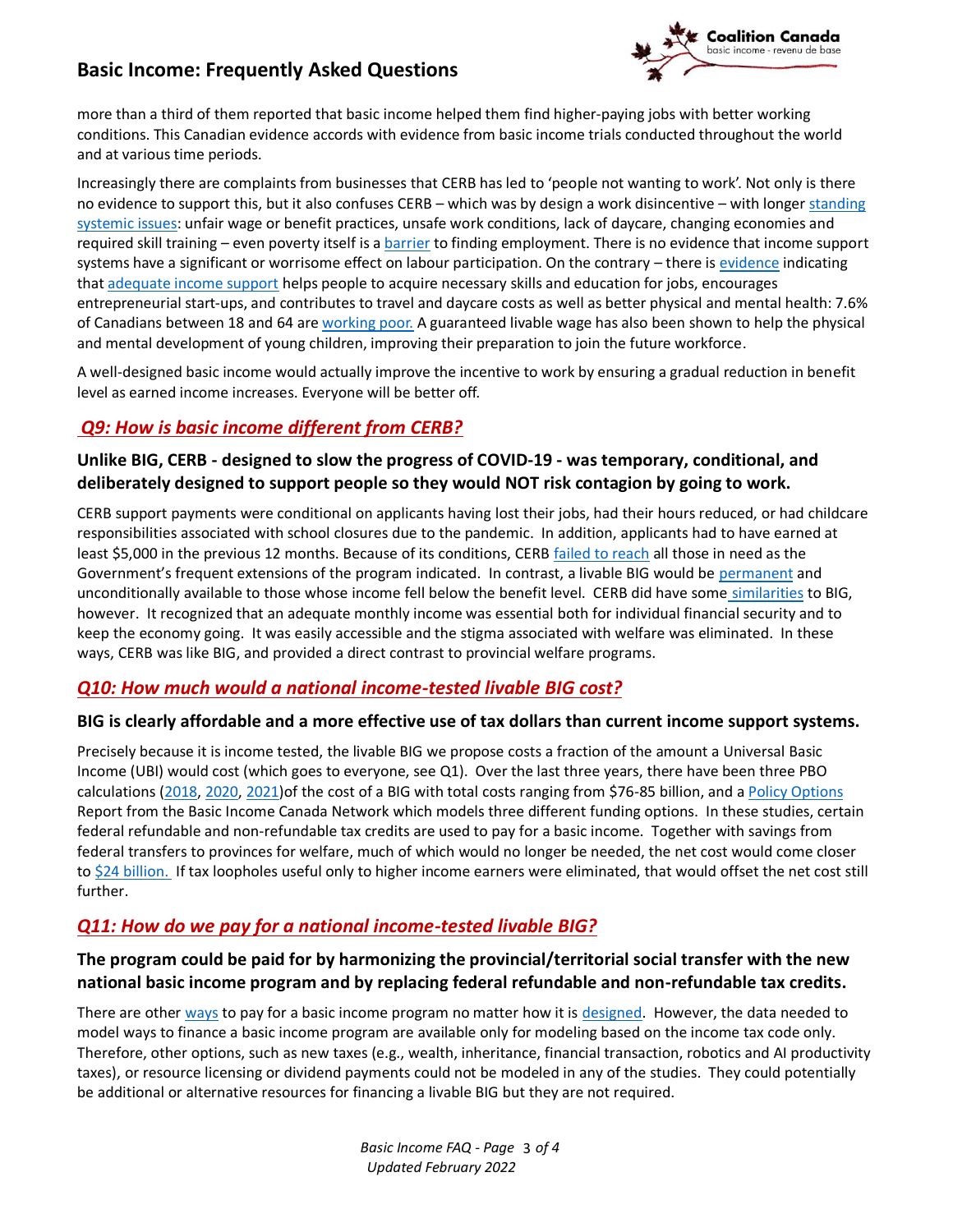more than a third of them reported that basic income helped them find higher-paying jobs with better working conditions. This Canadian evidence accords with evidence from basic income trials conducted throughout the world and at various time periods.

Increasingly there are complaints from businesses that CERB has led to 'people not wanting to work'. Not only is there no evidence to support this, but it also confuses CERB – which was by design a work disincentive – with longer standing systemic issues: unfair wage or benefit practices, unsafe work conditions, lack of daycare, changing economies and required skill training – even poverty itself is a barrier to finding employment. There is no evidence that income support systems have a significant or worrisome effect on labour participation. On the contrary – there is evidence indicating that adequate income support helps people to acquire necessary skills and education for jobs, encourages entrepreneurial start-ups, and contributes to travel and daycare costs as well as better physical and mental health: 7.6% of Canadians between 18 and 64 are working poor. A guaranteed livable wage has also been shown to help the physical and mental development of young children, improving their preparation to join the future workforce.

A well-designed basic income would actually improve the incentive to work by ensuring a gradual reduction in benefit level as earned income increases. Everyone will be better off.

## *Q9: How is basic income different from CERB?*

### Unlike BIG, CERB - designed to slow the progress of COVID-19 - was temporary, conditional, and deliberately designed to support people so they would NOT risk contagion by going to work.

CERB support payments were conditional on applicants having lost their jobs, had their hours reduced, or had childcare responsibilities associated with school closures due to the pandemic. In addition, applicants had to have earned at least $5,000 in the previous 12 months. Because of its conditions, CERB failed to reach all those in need as the Government's frequent extensions of the program indicated. In contrast, a livable BIG would be permanent and unconditionally available to those whose income fell below the benefit level. CERB did have some similarities to BIG, however. It recognized that an adequate monthly income was essential both for individual financial security and to keep the economy going. It was easily accessible and the stigma associated with welfare was eliminated. In these ways, CERB was like BIG, and provided a direct contrast to provincial welfare programs.

## *Q10: How much would a national income-tested livable BIG cost?*

### BIG is clearly affordable and a more effective use of tax dollars than current income support systems.

Precisely because it is income tested, the livable BIG we propose costs a fraction of the amount a Universal Basic Income (UBI) would cost (which goes to everyone, see Q1). Over the last three years, there have been three PBO calculations (2018, 2020, 2021)of the cost of a BIG with total costs ranging from $76-85 billion, and a Policy Options Report from the Basic Income Canada Network which models three different funding options. In these studies, certain federal refundable and non-refundable tax credits are used to pay for a basic income. Together with savings from federal transfers to provinces for welfare, much of which would no longer be needed, the net cost would come closer to $24 billion. If tax loopholes useful only to higher income earners were eliminated, that would offset the net cost still further.

## *Q11: How do we pay for a national income-tested livable BIG?*

### The program could be paid for by harmonizing the provincial/territorial social transfer with the new national basic income program and by replacing federal refundable and non-refundable tax credits.

There are other ways to pay for a basic income program no matter how it is designed. However, the data needed to model ways to finance a basic income program are available only for modeling based on the income tax code only. Therefore, other options, such as new taxes (e.g., wealth, inheritance, financial transaction, robotics and AI productivity taxes), or resource licensing or dividend payments could not be modeled in any of the studies. They could potentially be additional or alternative resources for financing a livable BIG but they are not required.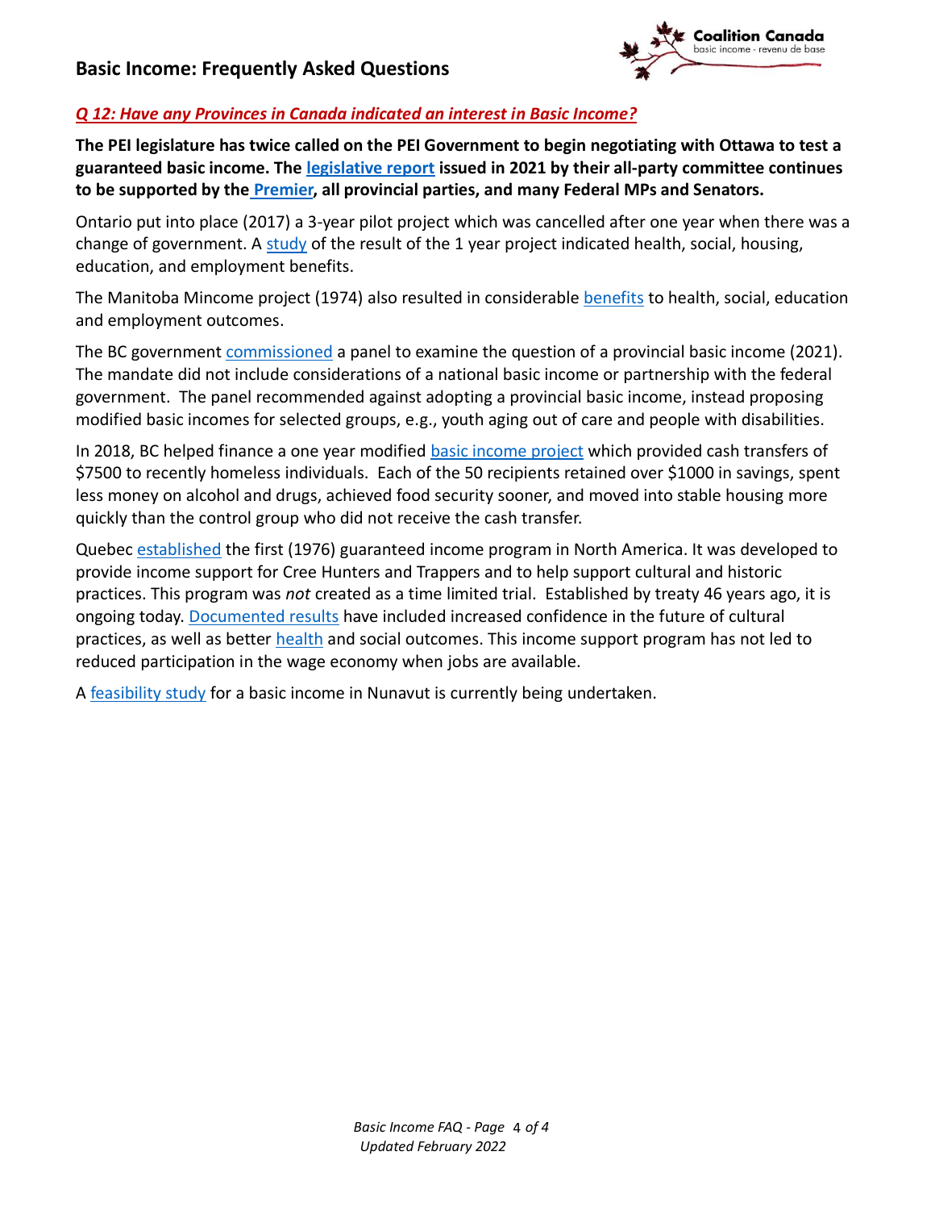## *Q 12: Have any Provinces in Canada indicated an interest in Basic Income?*

**The PEI legislature has twice called on the PEI Government to begin negotiating with Ottawa to test a guaranteed basic income. The legislative report issued in 2021 by their all-party committee continues to be supported by the Premier, all provincial parties, and many Federal MPs and Senators.**

Ontario put into place (2017) a 3-year pilot project which was cancelled after one year when there was a change of government. A study of the result of the 1 year project indicated health, social, housing, education, and employment benefits.

The Manitoba Mincome project (1974) also resulted in considerable benefits to health, social, education and employment outcomes.

The BC government commissioned a panel to examine the question of a provincial basic income (2021). The mandate did not include considerations of a national basic income or partnership with the federal government. The panel recommended against adopting a provincial basic income, instead proposing modified basic incomes for selected groups, e.g., youth aging out of care and people with disabilities.

In 2018, BC helped finance a one year modified basic income project which provided cash transfers of $7500 to recently homeless individuals. Each of the 50 recipients retained over $1000 in savings, spent less money on alcohol and drugs, achieved food security sooner, and moved into stable housing more quickly than the control group who did not receive the cash transfer.

Quebec established the first (1976) guaranteed income program in North America. It was developed to provide income support for Cree Hunters and Trappers and to help support cultural and historic practices. This program was *not* created as a time limited trial. Established by treaty 46 years ago, it is ongoing today. Documented results have included increased confidence in the future of cultural practices, as well as better health and social outcomes. This income support program has not led to reduced participation in the wage economy when jobs are available.

A feasibility study for a basic income in Nunavut is currently being undertaken.